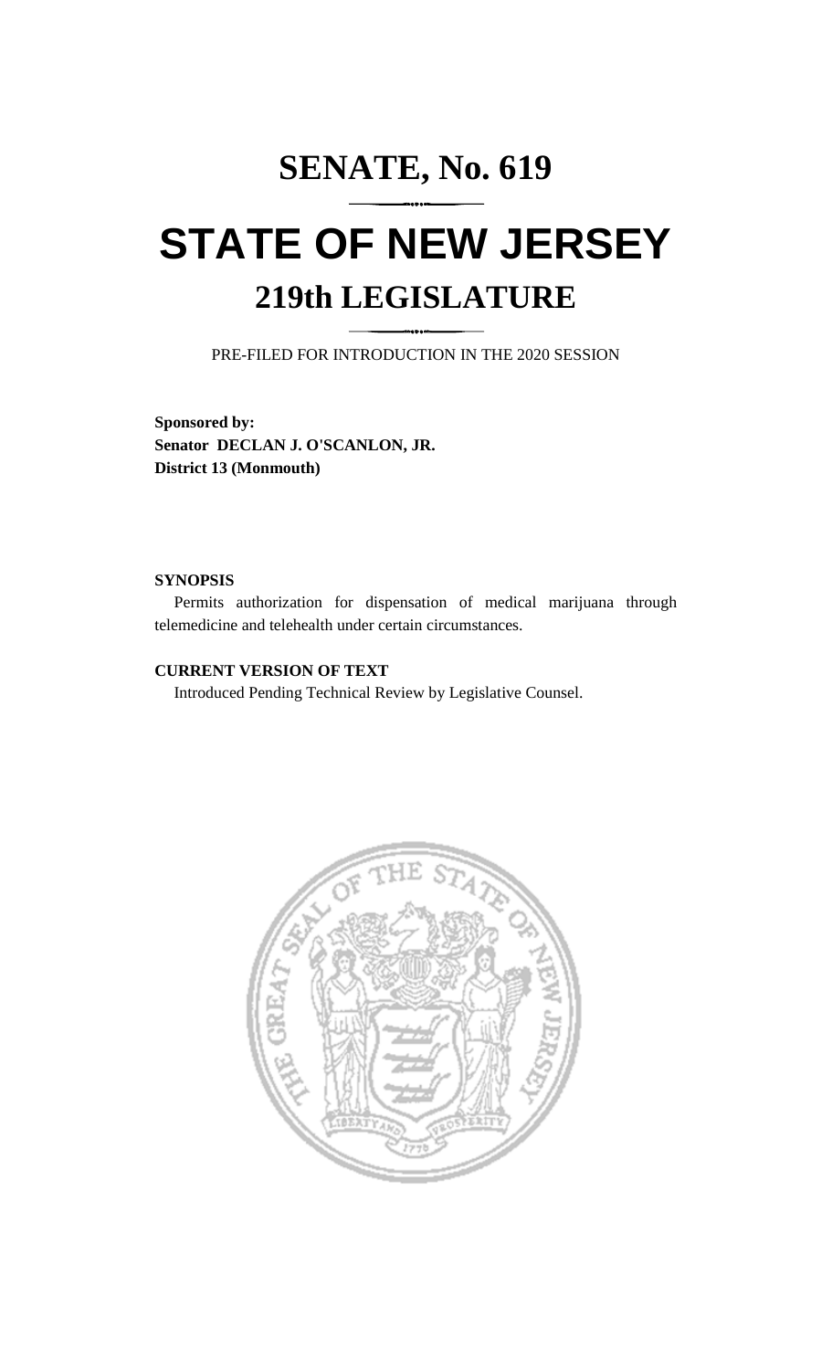# SENATE, No. 619

# STATE OF NEW JERSEY

## 219th LEGISLATURE

PRE-FILED FOR INTRODUCTION IN THE 2020 SESSION

**Sponsored by:**
**Senator DECLAN J. O'SCANLON, JR.**
**District 13 (Monmouth)**

**SYNOPSIS**

Permits authorization for dispensation of medical marijuana through telemedicine and telehealth under certain circumstances.

**CURRENT VERSION OF TEXT**

Introduced Pending Technical Review by Legislative Counsel.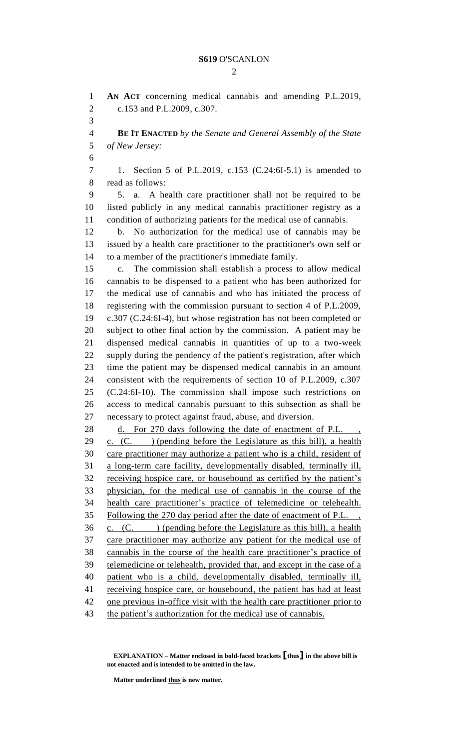**AN ACT** concerning medical cannabis and amending P.L.2019, c.153 and P.L.2009, c.307.

**BE IT ENACTED** *by the Senate and General Assembly of the State of New Jersey:*

1. Section 5 of P.L.2019, c.153 (C.24:6I-5.1) is amended to read as follows:

5. a. A health care practitioner shall not be required to be listed publicly in any medical cannabis practitioner registry as a condition of authorizing patients for the medical use of cannabis.

b. No authorization for the medical use of cannabis may be issued by a health care practitioner to the practitioner's own self or to a member of the practitioner's immediate family.

c. The commission shall establish a process to allow medical cannabis to be dispensed to a patient who has been authorized for the medical use of cannabis and who has initiated the process of registering with the commission pursuant to section 4 of P.L.2009, c.307 (C.24:6I-4), but whose registration has not been completed or subject to other final action by the commission. A patient may be dispensed medical cannabis in quantities of up to a two-week supply during the pendency of the patient's registration, after which time the patient may be dispensed medical cannabis in an amount consistent with the requirements of section 10 of P.L.2009, c.307 (C.24:6I-10). The commission shall impose such restrictions on access to medical cannabis pursuant to this subsection as shall be necessary to protect against fraud, abuse, and diversion.

<u>d. For 270 days following the date of enactment of P.L. , c. (C. ) (pending before the Legislature as this bill), a health care practitioner may authorize a patient who is a child, resident of a long-term care facility, developmentally disabled, terminally ill, receiving hospice care, or housebound as certified by the patient's physician, for the medical use of cannabis in the course of the health care practitioner's practice of telemedicine or telehealth. Following the 270 day period after the date of enactment of P.L. , c. (C. ) (pending before the Legislature as this bill), a health care practitioner may authorize any patient for the medical use of cannabis in the course of the health care practitioner's practice of telemedicine or telehealth, provided that, and except in the case of a patient who is a child, developmentally disabled, terminally ill, receiving hospice care, or housebound, the patient has had at least one previous in-office visit with the health care practitioner prior to the patient's authorization for the medical use of cannabis.</u>

**EXPLANATION – Matter enclosed in bold-faced brackets [thus] in the above bill is not enacted and is intended to be omitted in the law.**

**Matter underlined <u>thus</u> is new matter.**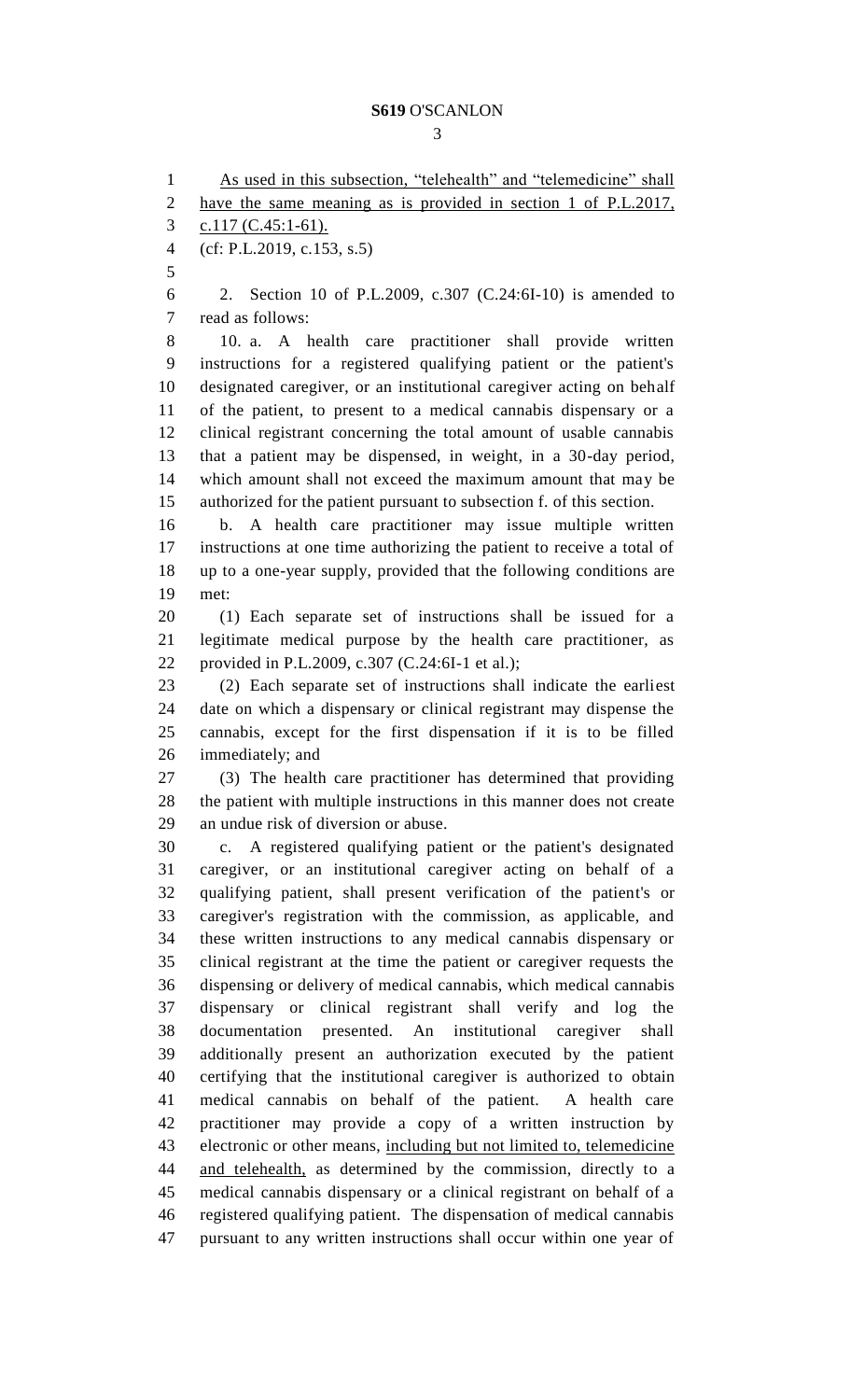As used in this subsection, "telehealth" and "telemedicine" shall have the same meaning as is provided in section 1 of P.L.2017, c.117 (C.45:1-61).

(cf: P.L.2019, c.153, s.5)

2. Section 10 of P.L.2009, c.307 (C.24:6I-10) is amended to read as follows:

10. a. A health care practitioner shall provide written instructions for a registered qualifying patient or the patient's designated caregiver, or an institutional caregiver acting on behalf of the patient, to present to a medical cannabis dispensary or a clinical registrant concerning the total amount of usable cannabis that a patient may be dispensed, in weight, in a 30-day period, which amount shall not exceed the maximum amount that may be authorized for the patient pursuant to subsection f. of this section.

b. A health care practitioner may issue multiple written instructions at one time authorizing the patient to receive a total of up to a one-year supply, provided that the following conditions are met:

(1) Each separate set of instructions shall be issued for a legitimate medical purpose by the health care practitioner, as provided in P.L.2009, c.307 (C.24:6I-1 et al.);

(2) Each separate set of instructions shall indicate the earliest date on which a dispensary or clinical registrant may dispense the cannabis, except for the first dispensation if it is to be filled immediately; and

(3) The health care practitioner has determined that providing the patient with multiple instructions in this manner does not create an undue risk of diversion or abuse.

c. A registered qualifying patient or the patient's designated caregiver, or an institutional caregiver acting on behalf of a qualifying patient, shall present verification of the patient's or caregiver's registration with the commission, as applicable, and these written instructions to any medical cannabis dispensary or clinical registrant at the time the patient or caregiver requests the dispensing or delivery of medical cannabis, which medical cannabis dispensary or clinical registrant shall verify and log the documentation presented. An institutional caregiver shall additionally present an authorization executed by the patient certifying that the institutional caregiver is authorized to obtain medical cannabis on behalf of the patient. A health care practitioner may provide a copy of a written instruction by electronic or other means, including but not limited to, telemedicine and telehealth, as determined by the commission, directly to a medical cannabis dispensary or a clinical registrant on behalf of a registered qualifying patient. The dispensation of medical cannabis pursuant to any written instructions shall occur within one year of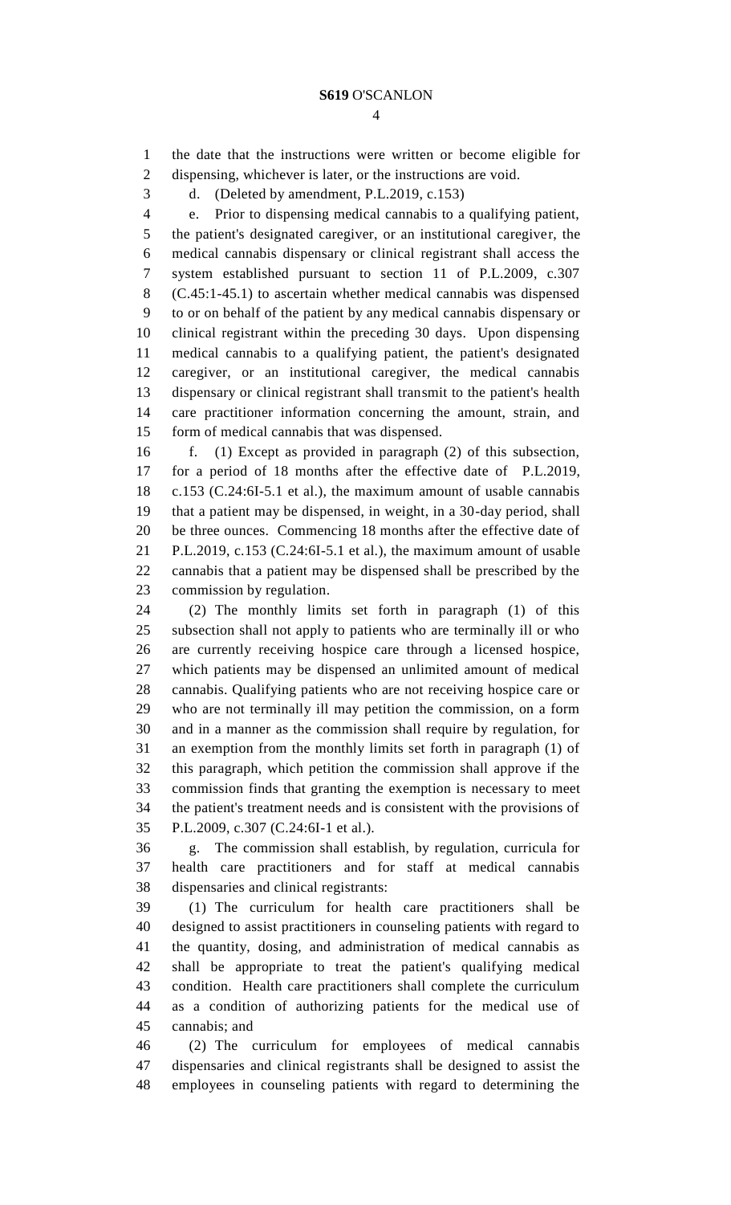the date that the instructions were written or become eligible for dispensing, whichever is later, or the instructions are void.

d. (Deleted by amendment, P.L.2019, c.153)

e. Prior to dispensing medical cannabis to a qualifying patient, the patient's designated caregiver, or an institutional caregiver, the medical cannabis dispensary or clinical registrant shall access the system established pursuant to section 11 of P.L.2009, c.307 (C.45:1-45.1) to ascertain whether medical cannabis was dispensed to or on behalf of the patient by any medical cannabis dispensary or clinical registrant within the preceding 30 days. Upon dispensing medical cannabis to a qualifying patient, the patient's designated caregiver, or an institutional caregiver, the medical cannabis dispensary or clinical registrant shall transmit to the patient's health care practitioner information concerning the amount, strain, and form of medical cannabis that was dispensed.

f. (1) Except as provided in paragraph (2) of this subsection, for a period of 18 months after the effective date of P.L.2019, c.153 (C.24:6I-5.1 et al.), the maximum amount of usable cannabis that a patient may be dispensed, in weight, in a 30-day period, shall be three ounces. Commencing 18 months after the effective date of P.L.2019, c.153 (C.24:6I-5.1 et al.), the maximum amount of usable cannabis that a patient may be dispensed shall be prescribed by the commission by regulation.

(2) The monthly limits set forth in paragraph (1) of this subsection shall not apply to patients who are terminally ill or who are currently receiving hospice care through a licensed hospice, which patients may be dispensed an unlimited amount of medical cannabis. Qualifying patients who are not receiving hospice care or who are not terminally ill may petition the commission, on a form and in a manner as the commission shall require by regulation, for an exemption from the monthly limits set forth in paragraph (1) of this paragraph, which petition the commission shall approve if the commission finds that granting the exemption is necessary to meet the patient's treatment needs and is consistent with the provisions of P.L.2009, c.307 (C.24:6I-1 et al.).

g. The commission shall establish, by regulation, curricula for health care practitioners and for staff at medical cannabis dispensaries and clinical registrants:

(1) The curriculum for health care practitioners shall be designed to assist practitioners in counseling patients with regard to the quantity, dosing, and administration of medical cannabis as shall be appropriate to treat the patient's qualifying medical condition. Health care practitioners shall complete the curriculum as a condition of authorizing patients for the medical use of cannabis; and

(2) The curriculum for employees of medical cannabis dispensaries and clinical registrants shall be designed to assist the employees in counseling patients with regard to determining the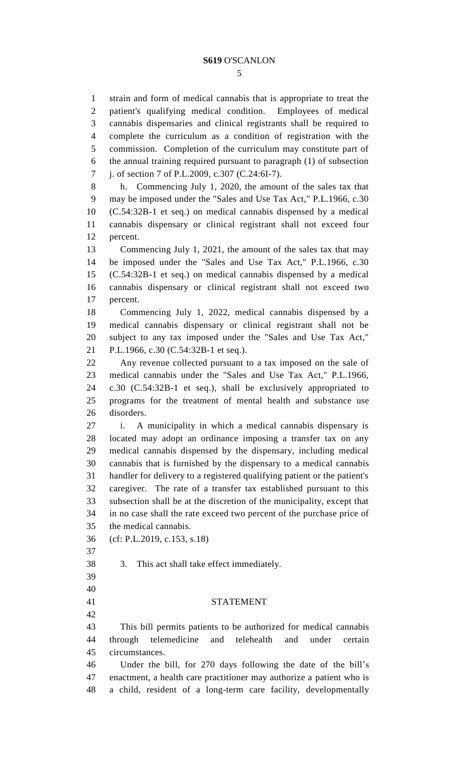strain and form of medical cannabis that is appropriate to treat the patient's qualifying medical condition. Employees of medical cannabis dispensaries and clinical registrants shall be required to complete the curriculum as a condition of registration with the commission. Completion of the curriculum may constitute part of the annual training required pursuant to paragraph (1) of subsection j. of section 7 of P.L.2009, c.307 (C.24:6I-7).

h. Commencing July 1, 2020, the amount of the sales tax that may be imposed under the "Sales and Use Tax Act," P.L.1966, c.30 (C.54:32B-1 et seq.) on medical cannabis dispensed by a medical cannabis dispensary or clinical registrant shall not exceed four percent.

Commencing July 1, 2021, the amount of the sales tax that may be imposed under the "Sales and Use Tax Act," P.L.1966, c.30 (C.54:32B-1 et seq.) on medical cannabis dispensed by a medical cannabis dispensary or clinical registrant shall not exceed two percent.

Commencing July 1, 2022, medical cannabis dispensed by a medical cannabis dispensary or clinical registrant shall not be subject to any tax imposed under the "Sales and Use Tax Act," P.L.1966, c.30 (C.54:32B-1 et seq.).

Any revenue collected pursuant to a tax imposed on the sale of medical cannabis under the "Sales and Use Tax Act," P.L.1966, c.30 (C.54:32B-1 et seq.), shall be exclusively appropriated to programs for the treatment of mental health and substance use disorders.

i. A municipality in which a medical cannabis dispensary is located may adopt an ordinance imposing a transfer tax on any medical cannabis dispensed by the dispensary, including medical cannabis that is furnished by the dispensary to a medical cannabis handler for delivery to a registered qualifying patient or the patient's caregiver. The rate of a transfer tax established pursuant to this subsection shall be at the discretion of the municipality, except that in no case shall the rate exceed two percent of the purchase price of the medical cannabis.

(cf: P.L.2019, c.153, s.18)

3. This act shall take effect immediately.

## STATEMENT

This bill permits patients to be authorized for medical cannabis through telemedicine and telehealth and under certain circumstances.

Under the bill, for 270 days following the date of the bill's enactment, a health care practitioner may authorize a patient who is a child, resident of a long-term care facility, developmentally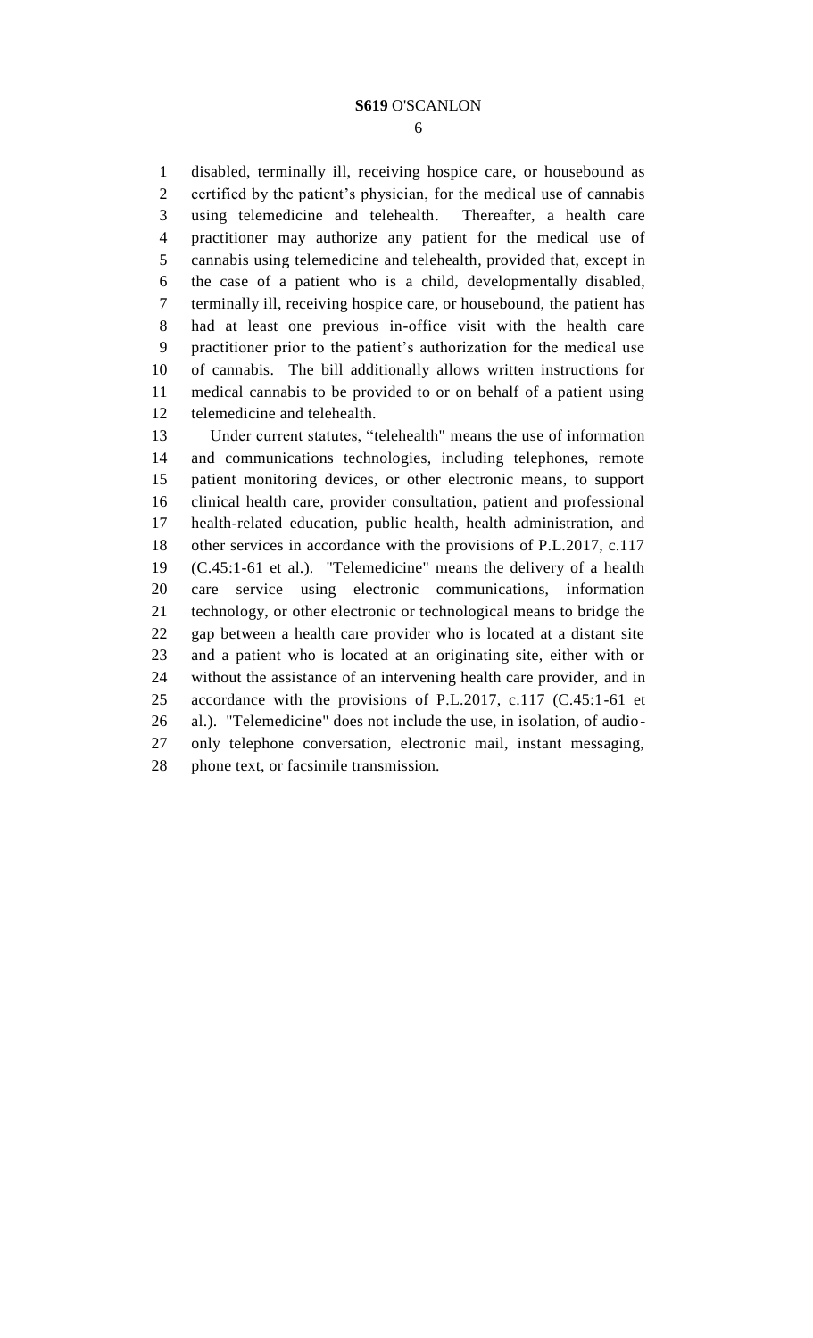disabled, terminally ill, receiving hospice care, or housebound as certified by the patient's physician, for the medical use of cannabis using telemedicine and telehealth. Thereafter, a health care practitioner may authorize any patient for the medical use of cannabis using telemedicine and telehealth, provided that, except in the case of a patient who is a child, developmentally disabled, terminally ill, receiving hospice care, or housebound, the patient has had at least one previous in-office visit with the health care practitioner prior to the patient's authorization for the medical use of cannabis. The bill additionally allows written instructions for medical cannabis to be provided to or on behalf of a patient using telemedicine and telehealth.

Under current statutes, "telehealth" means the use of information and communications technologies, including telephones, remote patient monitoring devices, or other electronic means, to support clinical health care, provider consultation, patient and professional health-related education, public health, health administration, and other services in accordance with the provisions of P.L.2017, c.117 (C.45:1-61 et al.). "Telemedicine" means the delivery of a health care service using electronic communications, information technology, or other electronic or technological means to bridge the gap between a health care provider who is located at a distant site and a patient who is located at an originating site, either with or without the assistance of an intervening health care provider, and in accordance with the provisions of P.L.2017, c.117 (C.45:1-61 et al.). "Telemedicine" does not include the use, in isolation, of audio-only telephone conversation, electronic mail, instant messaging, phone text, or facsimile transmission.